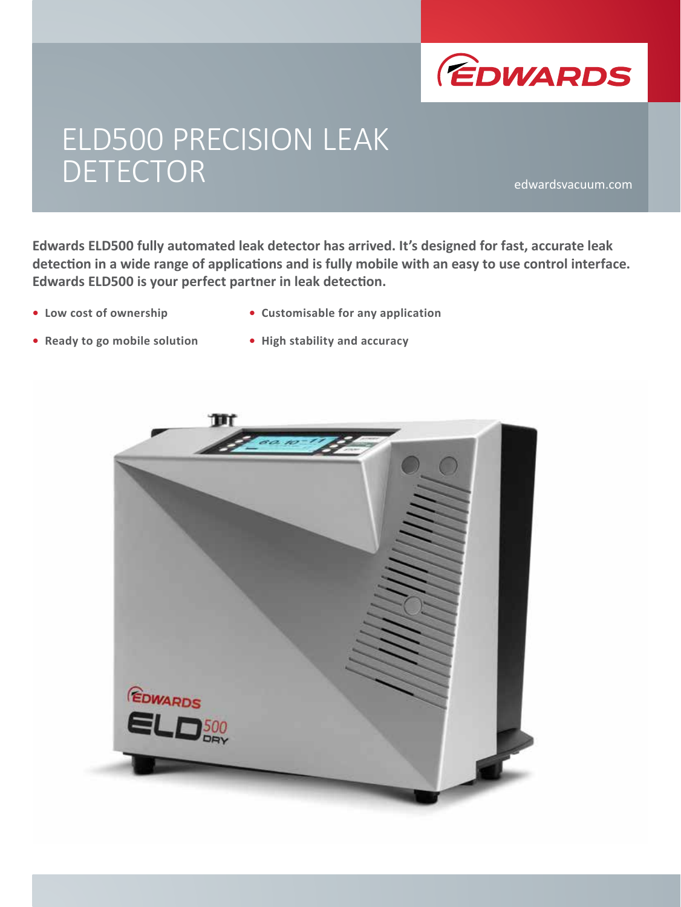# ELD500 PRECISION LEAK DETECTOR

edwardsvacuum.com

**Edwards ELD500 fully automated leak detector has arrived. It's designed for fast, accurate leak detection in a wide range of applications and is fully mobile with an easy to use control interface. Edwards ELD500 is your perfect partner in leak detection.**

- **Low cost of ownership**
- **Ready to go mobile solution**
- **Customisable for any application**
- **High stability and accuracy**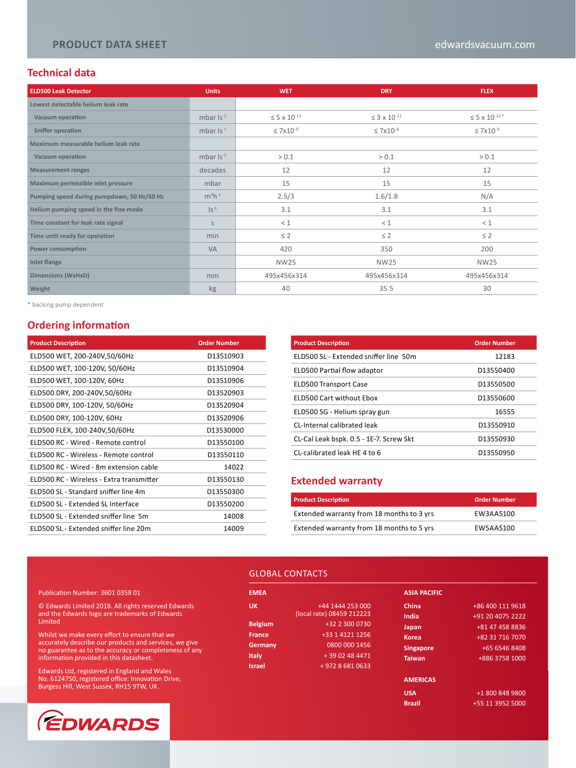## Technical data

| ELD500 Leak Detector | Units | WET | DRY | FLEX |
|---|---|---|---|---|
| Lowest detectable helium leak rate | | | | |
| Vacuum operation | mbar $ls^{-1}$ | ≤ 5 x $10^{-12}$ | ≤ 3 x $10^{-11}$ | ≤ 5 x $10^{-12}$ * |
| Sniffer operation | mbar $ls^{-1}$ | ≤ 7x$10^{-9}$ | ≤ 7x$10^{-9}$ | ≤ 7x$10^{-9}$ |
| Maximum measurable helium leak rate | | | | |
| Vacuum operation | mbar $ls^{-1}$ | > 0.1 | > 0.1 | > 0.1 |
| Measurement ranges | decades | 12 | 12 | 12 |
| Maximum permissible inlet pressure | mbar | 15 | 15 | 15 |
| Pumping speed during pumpdown, 50 Hz/60 Hz | $m^3h^{-1}$ | 2.5/3 | 1.6/1.8 | N/A |
| Helium pumping speed in the fine mode | $ls^{-1}$ | 3.1 | 3.1 | 3.1 |
| Time constant for leak rate signal | s | < 1 | < 1 | < 1 |
| Time until ready for operation | min | ≤ 2 | ≤ 2 | ≤ 2 |
| Power consumption | VA | 420 | 350 | 200 |
| Inlet flange | | NW25 | NW25 | NW25 |
| Dimensions (WxHxD) | mm | 495x456x314 | 495x456x314 | 495x456x314 |
| Weight | kg | 40 | 35.5 | 30 |

* backing pump dependent

## Ordering information

| Product Description | Order Number |
|---|---|
| ELD500 WET, 200-240V,50/60Hz | D13510903 |
| ELD500 WET, 100-120V, 50/60Hz | D13510904 |
| ELD500 WET, 100-120V, 60Hz | D13510906 |
| ELD500 DRY, 200-240V,50/60Hz | D13520903 |
| ELD500 DRY, 100-120V, 50/60Hz | D13520904 |
| ELD500 DRY, 100-120V, 60Hz | D13520906 |
| ELD500 FLEX, 100-240V,50/60Hz | D13530000 |
| ELD500 RC - Wired - Remote control | D13550100 |
| ELD500 RC - Wireless - Remote control | D13550110 |
| ELD500 RC - Wired - 8m extension cable | 14022 |
| ELD500 RC - Wireless - Extra transmitter | D13550130 |
| ELD500 SL - Standard sniffer line 4m | D13550300 |
| ELD500 SL - Extended SL Interface | D13550200 |
| ELD500 SL - Extended sniffer line 5m | 14008 |
| ELD500 SL - Extended sniffer line 20m | 14009 |
| ELD500 SL - Extended sniffer line 50m | 12183 |
| ELD500 Partial flow adaptor | D13550400 |
| ELD500 Transport Case | D13550500 |
| ELD500 Cart without Ebox | D13550600 |
| ELD500 SG - Helium spray gun | 16555 |
| CL-Internal calibrated leak | D13550910 |
| CL-Cal Leak bspk. 0.5 - 1E-7. Screw Skt | D13550930 |
| CL-calibrated leak HE 4 to 6 | D13550950 |

## Extended warranty

| Product Description | Order Number |
|---|---|
| Extended warranty from 18 months to 3 yrs | EW3AA5100 |
| Extended warranty from 18 months to 5 yrs | EW5AA5100 |

Publication Number: 3601 0358 01

© Edwards Limited 2018. All rights reserved Edwards and the Edwards logo are trademarks of Edwards Limited

Whilst we make every effort to ensure that we accurately describe our products and services, we give no guarantee as to the accuracy or completeness of any information provided in this datasheet.

Edwards Ltd, registered in England and Wales No. 6124750, registered office: Innovation Drive, Burgess Hill, West Sussex, RH15 9TW, UK.

EDWARDS

### GLOBAL CONTACTS

**EMEA**

| | |
|---|---|
| **UK** | +44 1444 253 000 (local rate) 08459 212223 |
| **Belgium** | +32 2 300 0730 |
| **France** | +33 1 4121 1256 |
| **Germany** | 0800 000 1456 |
| **Italy** | + 39 02 48 4471 |
| **Israel** | + 972 8 681 0633 |

**ASIA PACIFIC**

| | |
|---|---|
| **China** | +86 400 111 9618 |
| **India** | +91 20 4075 2222 |
| **Japan** | +81 47 458 8836 |
| **Korea** | +82 31 716 7070 |
| **Singapore** | +65 6546 8408 |
| **Taiwan** | +886 3758 1000 |

**AMERICAS**

| | |
|---|---|
| **USA** | +1 800 848 9800 |
| **Brazil** | +55 11 3952 5000 |